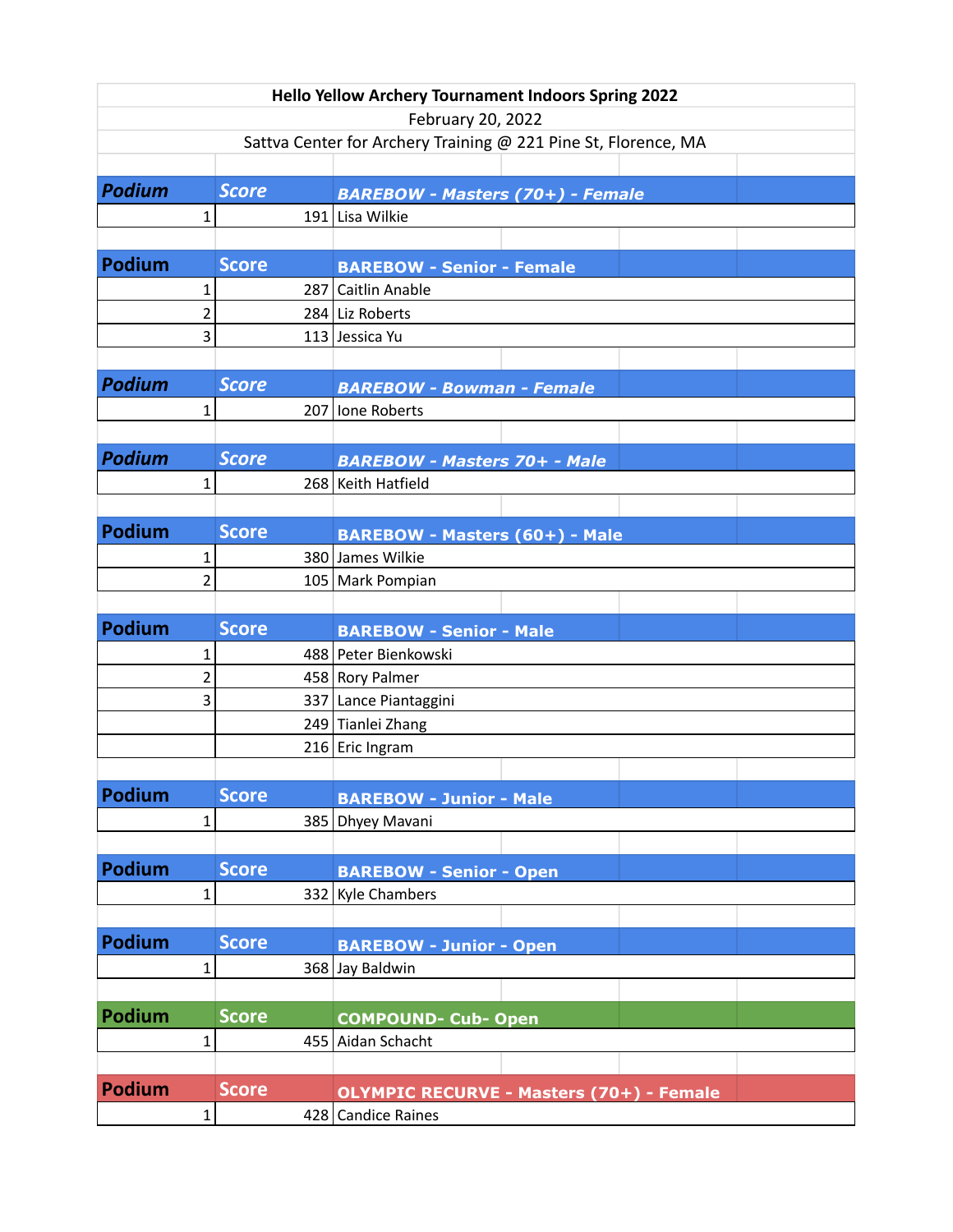**Hello Yellow Archery Tournament Indoors Spring 2022**

February 20, 2022

Sattva Center for Archery Training @ 221 Pine St, Florence, MA

| *Podium* | *Score* | *BAREBOW - Masters (70+) - Female* |
|---|---|---|
| 1 | 191 | Lisa Wilkie |

| Podium | Score | BAREBOW - Senior - Female |
|---|---|---|
| 1 | 287 | Caitlin Anable |
| 2 | 284 | Liz Roberts |
| 3 | 113 | Jessica Yu |

| *Podium* | *Score* | *BAREBOW - Bowman - Female* |
|---|---|---|
| 1 | 207 | Ione Roberts |

| *Podium* | *Score* | *BAREBOW - Masters 70+ - Male* |
|---|---|---|
| 1 | 268 | Keith Hatfield |

| Podium | Score | BAREBOW - Masters (60+) - Male |
|---|---|---|
| 1 | 380 | James Wilkie |
| 2 | 105 | Mark Pompian |

| Podium | Score | BAREBOW - Senior - Male |
|---|---|---|
| 1 | 488 | Peter Bienkowski |
| 2 | 458 | Rory Palmer |
| 3 | 337 | Lance Piantaggini |
| | 249 | Tianlei Zhang |
| | 216 | Eric Ingram |

| Podium | Score | BAREBOW - Junior - Male |
|---|---|---|
| 1 | 385 | Dhyey Mavani |

| Podium | Score | BAREBOW - Senior - Open |
|---|---|---|
| 1 | 332 | Kyle Chambers |

| Podium | Score | BAREBOW - Junior - Open |
|---|---|---|
| 1 | 368 | Jay Baldwin |

| Podium | Score | COMPOUND- Cub- Open |
|---|---|---|
| 1 | 455 | Aidan Schacht |

| Podium | Score | OLYMPIC RECURVE - Masters (70+) - Female |
|---|---|---|
| 1 | 428 | Candice Raines |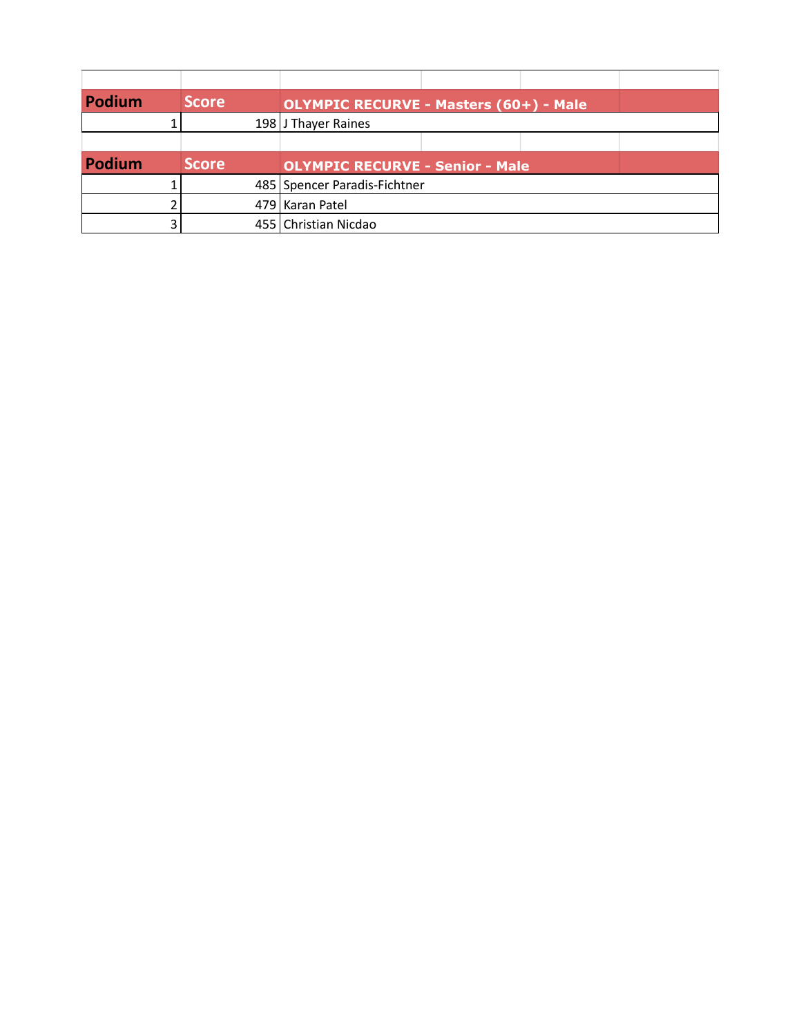| Podium | Score | OLYMPIC RECURVE - Masters (60+) - Male |
|---|---|---|
| 1 | 198 | J Thayer Raines |

| Podium | Score | OLYMPIC RECURVE - Senior - Male |
|---|---|---|
| 1 | 485 | Spencer Paradis-Fichtner |
| 2 | 479 | Karan Patel |
| 3 | 455 | Christian Nicdao |